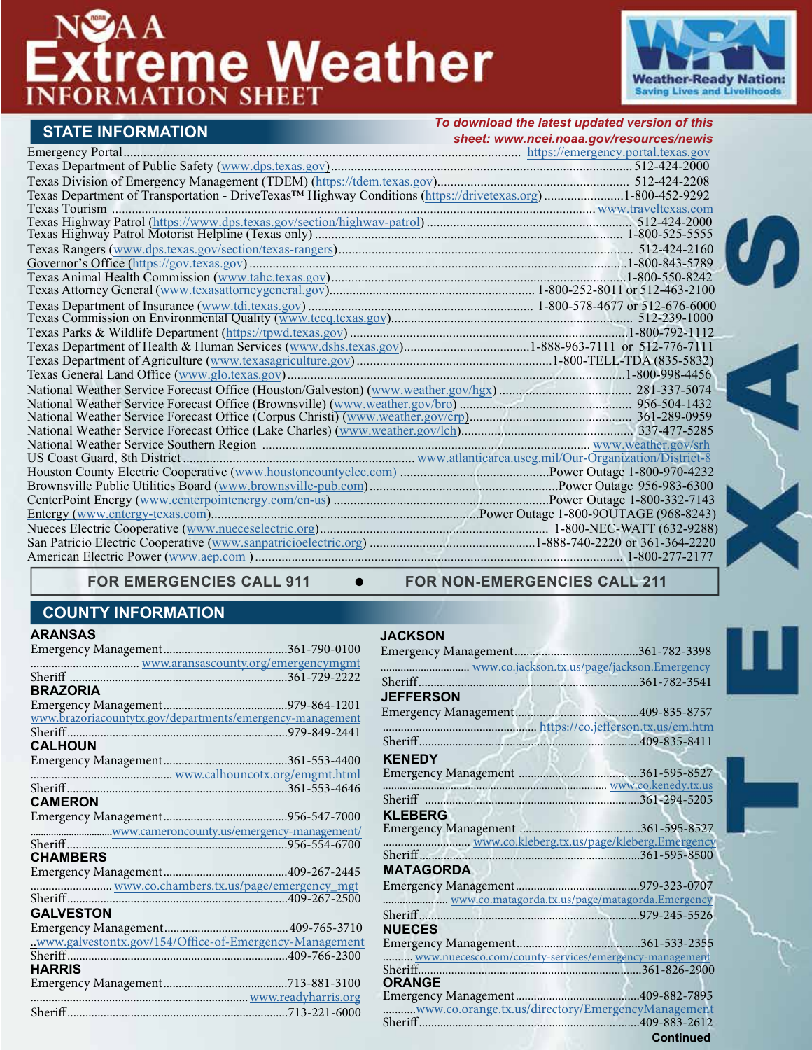# NOAA Extreme Weather INFORMATION SHEET

Weather-Ready Nation: Saving Lives and Livelihoods

*To download the latest updated version of this sheet: www.ncei.noaa.gov/resources/newis*

## STATE INFORMATION

Emergency Portal ........ https://emergency.portal.texas.gov
Texas Department of Public Safety (www.dps.texas.gov) ........ 512-424-2000
Texas Division of Emergency Management (TDEM) (https://tdem.texas.gov) ........ 512-424-2208
Texas Department of Transportation - DriveTexas™ Highway Conditions (https://drivetexas.org) ........ 1-800-452-9292
Texas Tourism ........ www.traveltexas.com
Texas Highway Patrol (https://www.dps.texas.gov/section/highway-patrol) ........ 512-424-2000
Texas Highway Patrol Motorist Helpline (Texas only) ........ 1-800-525-5555
Texas Rangers (www.dps.texas.gov/section/texas-rangers) ........ 512-424-2160
Governor's Office (https://gov.texas.gov) ........ 1-800-843-5789
Texas Animal Health Commission (www.tahc.texas.gov) ........ 1-800-550-8242
Texas Attorney General (www.texasattorneygeneral.gov) ........ 1-800-252-8011 or 512-463-2100
Texas Department of Insurance (www.tdi.texas.gov) ........ 1-800-578-4677 or 512-676-6000
Texas Commission on Environmental Quality (www.tceq.texas.gov) ........ 512-239-1000
Texas Parks & Wildlife Department (https://tpwd.texas.gov) ........ 1-800-792-1112
Texas Department of Health & Human Services (www.dshs.texas.gov) ........ 1-888-963-7111 or 512-776-7111
Texas Department of Agriculture (www.texasagriculture.gov) ........ 1-800-TELL-TDA (835-5832)
Texas General Land Office (www.glo.texas.gov) ........ 1-800-998-4456
National Weather Service Forecast Office (Houston/Galveston) (www.weather.gov/hgx) ........ 281-337-5074
National Weather Service Forecast Office (Brownsville) (www.weather.gov/bro) ........ 956-504-1432
National Weather Service Forecast Office (Corpus Christi) (www.weather.gov/crp) ........ 361-289-0959
National Weather Service Forecast Office (Lake Charles) (www.weather.gov/lch) ........ 337-477-5285
National Weather Service Southern Region ........ www.weather.gov/srh
US Coast Guard, 8th District ........ www.atlanticarea.uscg.mil/Our-Organization/District-8
Houston County Electric Cooperative (www.houstoncountyelec.com) ........ Power Outage 1-800-970-4232
Brownsville Public Utilities Board (www.brownsville-pub.com) ........ Power Outage 956-983-6300
CenterPoint Energy (www.centerpointenergy.com/en-us) ........ Power Outage 1-800-332-7143
Entergy (www.entergy-texas.com) ........ Power Outage 1-800-9OUTAGE (968-8243)
Nueces Electric Cooperative (www.nueceselectric.org) ........ 1-800-NEC-WATT (632-9288)
San Patricio Electric Cooperative (www.sanpatricioelectric.org) ........ 1-888-740-2220 or 361-364-2220
American Electric Power (www.aep.com) ........ 1-800-277-2177

**FOR EMERGENCIES CALL 911 • FOR NON-EMERGENCIES CALL 211**

## COUNTY INFORMATION

### ARANSAS
Emergency Management ........ 361-790-0100
........ www.aransascounty.org/emergencymgmt
Sheriff ........ 361-729-2222

### BRAZORIA
Emergency Management ........ 979-864-1201
www.brazoriacountytx.gov/departments/emergency-management
Sheriff ........ 979-849-2441

### CALHOUN
Emergency Management ........ 361-553-4400
........ www.calhouncotx.org/emgmt.html
Sheriff ........ 361-553-4646

### CAMERON
Emergency Management ........ 956-547-7000
........ www.cameroncounty.us/emergency-management/
Sheriff ........ 956-554-6700

### CHAMBERS
Emergency Management ........ 409-267-2445
........ www.co.chambers.tx.us/page/emergency_mgt
Sheriff ........ 409-267-2500

### GALVESTON
Emergency Management ........ 409-765-3710
..www.galvestontx.gov/154/Office-of-Emergency-Management
Sheriff ........ 409-766-2300

### HARRIS
Emergency Management ........ 713-881-3100
........ www.readyharris.org
Sheriff ........ 713-221-6000

### JACKSON
Emergency Management ........ 361-782-3398
........ www.co.jackson.tx.us/page/jackson.Emergency
Sheriff ........ 361-782-3541

### JEFFERSON
Emergency Management ........ 409-835-8757
........ https://co.jefferson.tx.us/em.htm
Sheriff ........ 409-835-8411

### KENEDY
Emergency Management ........ 361-595-8527
........ www.co.kenedy.tx.us
Sheriff ........ 361-294-5205

### KLEBERG
Emergency Management ........ 361-595-8527
........ www.co.kleberg.tx.us/page/kleberg.Emergency
Sheriff ........ 361-595-8500

### MATAGORDA
Emergency Management ........ 979-323-0707
........ www.co.matagorda.tx.us/page/matagorda.Emergency
Sheriff ........ 979-245-5526

### NUECES
Emergency Management ........ 361-533-2355
........ www.nuecesco.com/county-services/emergency-management
Sheriff ........ 361-826-2900

### ORANGE
Emergency Management ........ 409-882-7895
........ www.co.orange.tx.us/directory/EmergencyManagement
Sheriff ........ 409-883-2612

**Continued**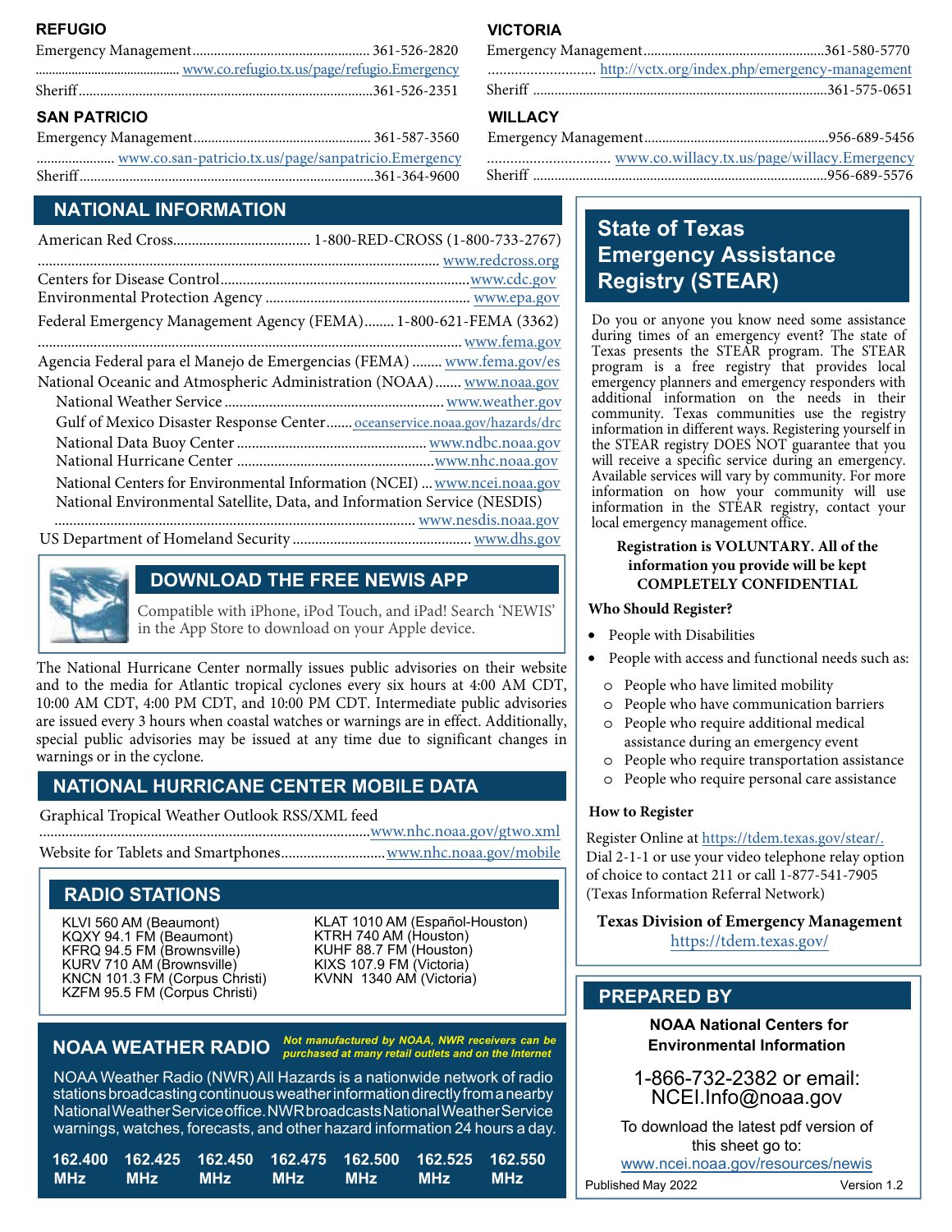## REFUGIO

Emergency Management................................................. 361-526-2820
........................................ www.co.refugio.tx.us/page/refugio.Emergency
Sheriff...........................................................................361-526-2351

## SAN PATRICIO

Emergency Management................................................. 361-587-3560
...................... www.co.san-patricio.tx.us/page/sanpatricio.Emergency
Sheriff...........................................................................361-364-9600

## VICTORIA

Emergency Management..................................................361-580-5770
........................... http://vctx.org/index.php/emergency-management
Sheriff ...........................................................................361-575-0651

## WILLACY

Emergency Management...................................................956-689-5456
................................ www.co.willacy.tx.us/page/willacy.Emergency
Sheriff ...........................................................................956-689-5576

## NATIONAL INFORMATION

American Red Cross..................................... 1-800-RED-CROSS (1-800-733-2767)
........................................................................................ www.redcross.org
Centers for Disease Control.................................................................www.cdc.gov
Environmental Protection Agency ...................................................... www.epa.gov
Federal Emergency Management Agency (FEMA)........ 1-800-621-FEMA (3362)
........................................................................................ www.fema.gov
Agencia Federal para el Manejo de Emergencias (FEMA) ........ www.fema.gov/es
National Oceanic and Atmospheric Administration (NOAA)....... www.noaa.gov
- National Weather Service .......................................................... www.weather.gov
- Gulf of Mexico Disaster Response Center....... oceanservice.noaa.gov/hazards/drc
- National Data Buoy Center .................................................. www.ndbc.noaa.gov
- National Hurricane Center ....................................................www.nhc.noaa.gov
- National Centers for Environmental Information (NCEI) ... www.ncei.noaa.gov
- National Environmental Satellite, Data, and Information Service (NESDIS) ........................................................................................ www.nesdis.noaa.gov

US Department of Homeland Security ................................................ www.dhs.gov

## DOWNLOAD THE FREE NEWIS APP

Compatible with iPhone, iPod Touch, and iPad! Search 'NEWIS' in the App Store to download on your Apple device.

The National Hurricane Center normally issues public advisories on their website and to the media for Atlantic tropical cyclones every six hours at 4:00 AM CDT, 10:00 AM CDT, 4:00 PM CDT, and 10:00 PM CDT. Intermediate public advisories are issued every 3 hours when coastal watches or warnings are in effect. Additionally, special public advisories may be issued at any time due to significant changes in warnings or in the cyclone.

## NATIONAL HURRICANE CENTER MOBILE DATA

Graphical Tropical Weather Outlook RSS/XML feed
........................................................................................www.nhc.noaa.gov/gtwo.xml
Website for Tablets and Smartphones............................www.nhc.noaa.gov/mobile

## RADIO STATIONS

- KLVI 560 AM (Beaumont)
- KQXY 94.1 FM (Beaumont)
- KFRQ 94.5 FM (Brownsville)
- KURV 710 AM (Brownsville)
- KNCN 101.3 FM (Corpus Christi)
- KZFM 95.5 FM (Corpus Christi)
- KLAT 1010 AM (Español-Houston)
- KTRH 740 AM (Houston)
- KUHF 88.7 FM (Houston)
- KIXS 107.9 FM (Victoria)
- KVNN 1340 AM (Victoria)

## NOAA WEATHER RADIO

*Not manufactured by NOAA, NWR receivers can be purchased at many retail outlets and on the Internet*

NOAA Weather Radio (NWR) All Hazards is a nationwide network of radio stations broadcasting continuous weather information directly from a nearby National Weather Service office. NWR broadcasts National Weather Service warnings, watches, forecasts, and other hazard information 24 hours a day.

**162.400 MHz | 162.425 MHz | 162.450 MHz | 162.475 MHz | 162.500 MHz | 162.525 MHz | 162.550 MHz**

## State of Texas Emergency Assistance Registry (STEAR)

Do you or anyone you know need some assistance during times of an emergency event? The state of Texas presents the STEAR program. The STEAR program is a free registry that provides local emergency planners and emergency responders with additional information on the needs in their community. Texas communities use the registry information in different ways. Registering yourself in the STEAR registry DOES NOT guarantee that you will receive a specific service during an emergency. Available services will vary by community. For more information on how your community will use information in the STEAR registry, contact your local emergency management office.

**Registration is VOLUNTARY. All of the information you provide will be kept COMPLETELY CONFIDENTIAL**

**Who Should Register?**

- People with Disabilities
- People with access and functional needs such as:
  - People who have limited mobility
  - People who have communication barriers
  - People who require additional medical assistance during an emergency event
  - People who require transportation assistance
  - People who require personal care assistance

**How to Register**

Register Online at https://tdem.texas.gov/stear/. Dial 2-1-1 or use your video telephone relay option of choice to contact 211 or call 1-877-541-7905 (Texas Information Referral Network)

**Texas Division of Emergency Management**
https://tdem.texas.gov/

## PREPARED BY

**NOAA National Centers for Environmental Information**

1-866-732-2382 or email: NCEI.Info@noaa.gov

To download the latest pdf version of this sheet go to: www.ncei.noaa.gov/resources/newis

Published May 2022 Version 1.2